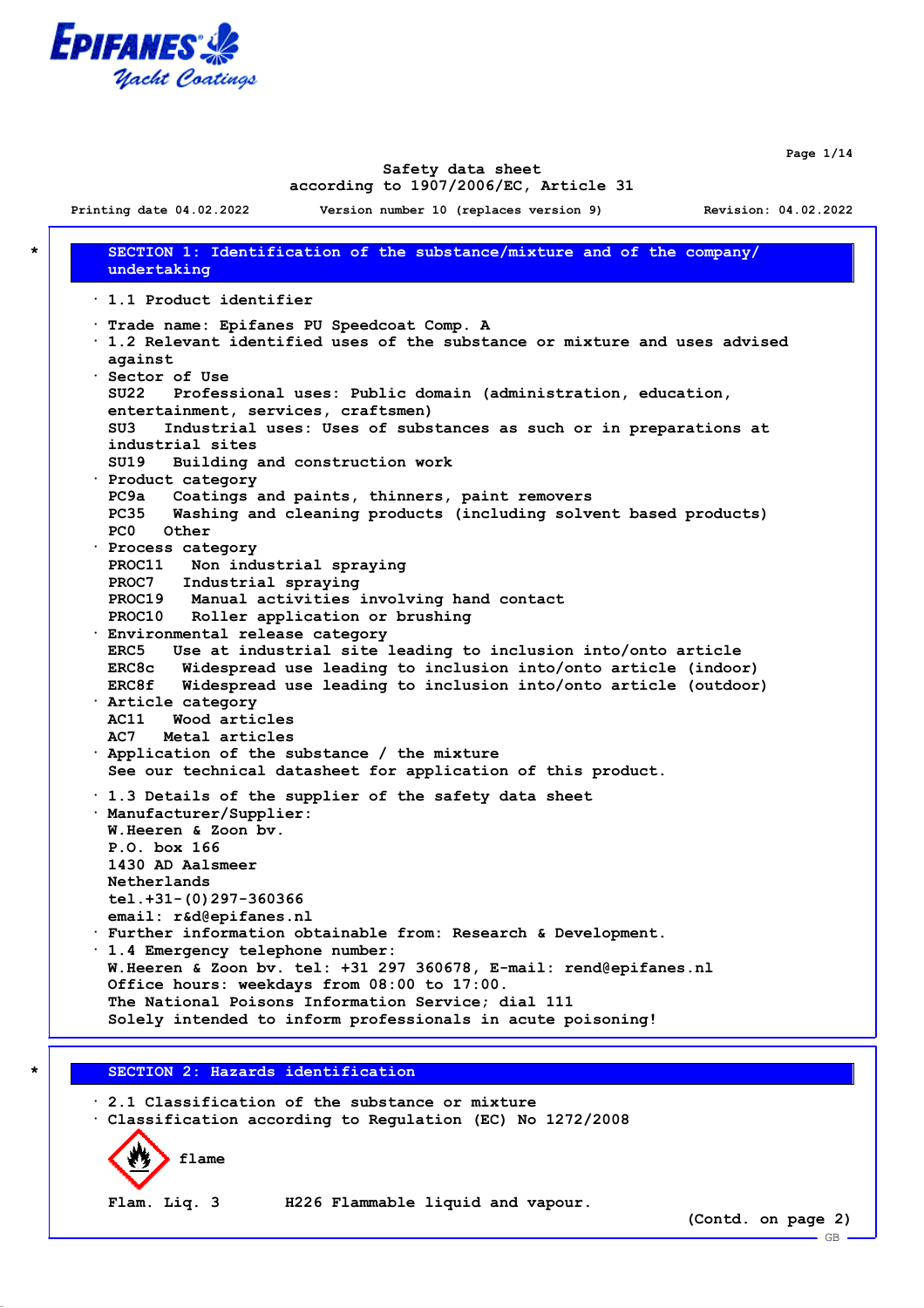Safety data sheet
according to 1907/2006/EC, Article 31

Printing date 04.02.2022 Version number 10 (replaces version 9) Revision: 04.02.2022

## * SECTION 1: Identification of the substance/mixture and of the company/ undertaking

· 1.1 Product identifier

· Trade name: Epifanes PU Speedcoat Comp. A
· 1.2 Relevant identified uses of the substance or mixture and uses advised against
· Sector of Use
SU22 Professional uses: Public domain (administration, education, entertainment, services, craftsmen)
SU3 Industrial uses: Uses of substances as such or in preparations at industrial sites
SU19 Building and construction work
· Product category
PC9a Coatings and paints, thinners, paint removers
PC35 Washing and cleaning products (including solvent based products)
PC0 Other
· Process category
PROC11 Non industrial spraying
PROC7 Industrial spraying
PROC19 Manual activities involving hand contact
PROC10 Roller application or brushing
· Environmental release category
ERC5 Use at industrial site leading to inclusion into/onto article
ERC8c Widespread use leading to inclusion into/onto article (indoor)
ERC8f Widespread use leading to inclusion into/onto article (outdoor)
· Article category
AC11 Wood articles
AC7 Metal articles
· Application of the substance / the mixture
See our technical datasheet for application of this product.

· 1.3 Details of the supplier of the safety data sheet
· Manufacturer/Supplier:
W.Heeren & Zoon bv.
P.O. box 166
1430 AD Aalsmeer
Netherlands
tel.+31-(0)297-360366
email: r&d@epifanes.nl
· Further information obtainable from: Research & Development.
· 1.4 Emergency telephone number:
W.Heeren & Zoon bv. tel: +31 297 360678, E-mail: rend@epifanes.nl
Office hours: weekdays from 08:00 to 17:00.
The National Poisons Information Service; dial 111
Solely intended to inform professionals in acute poisoning!

## * SECTION 2: Hazards identification

· 2.1 Classification of the substance or mixture
· Classification according to Regulation (EC) No 1272/2008

flame

Flam. Liq. 3 H226 Flammable liquid and vapour.

(Contd. on page 2)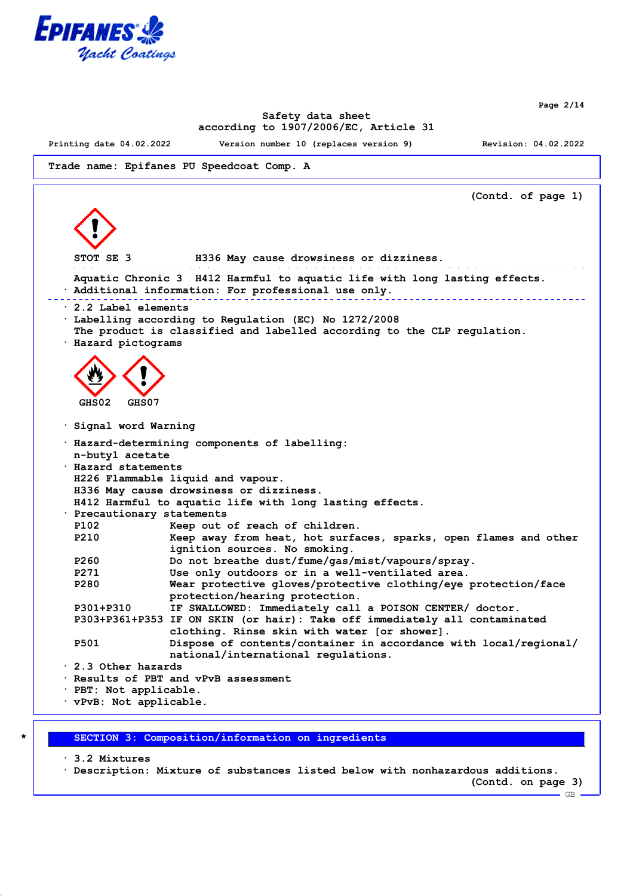**Trade name: Epifanes PU Speedcoat Comp. A**

(Contd. of page 1)

STOT SE 3 H336 May cause drowsiness or dizziness.

Aquatic Chronic 3 H412 Harmful to aquatic life with long lasting effects.

· Additional information: For professional use only.

· 2.2 Label elements

· Labelling according to Regulation (EC) No 1272/2008
The product is classified and labelled according to the CLP regulation.

· Hazard pictograms

GHS02 GHS07

· Signal word Warning

· Hazard-determining components of labelling:
n-butyl acetate

· Hazard statements
H226 Flammable liquid and vapour.
H336 May cause drowsiness or dizziness.
H412 Harmful to aquatic life with long lasting effects.

· Precautionary statements

| | |
|---|---|
| P102 | Keep out of reach of children. |
| P210 | Keep away from heat, hot surfaces, sparks, open flames and other ignition sources. No smoking. |
| P260 | Do not breathe dust/fume/gas/mist/vapours/spray. |
| P271 | Use only outdoors or in a well-ventilated area. |
| P280 | Wear protective gloves/protective clothing/eye protection/face protection/hearing protection. |
| P301+P310 | IF SWALLOWED: Immediately call a POISON CENTER/ doctor. |
| P303+P361+P353 | IF ON SKIN (or hair): Take off immediately all contaminated clothing. Rinse skin with water [or shower]. |
| P501 | Dispose of contents/container in accordance with local/regional/ national/international regulations. |

· 2.3 Other hazards

· Results of PBT and vPvB assessment

· PBT: Not applicable.

· vPvB: Not applicable.

## * SECTION 3: Composition/information on ingredients

· 3.2 Mixtures

· Description: Mixture of substances listed below with nonhazardous additions.

(Contd. on page 3)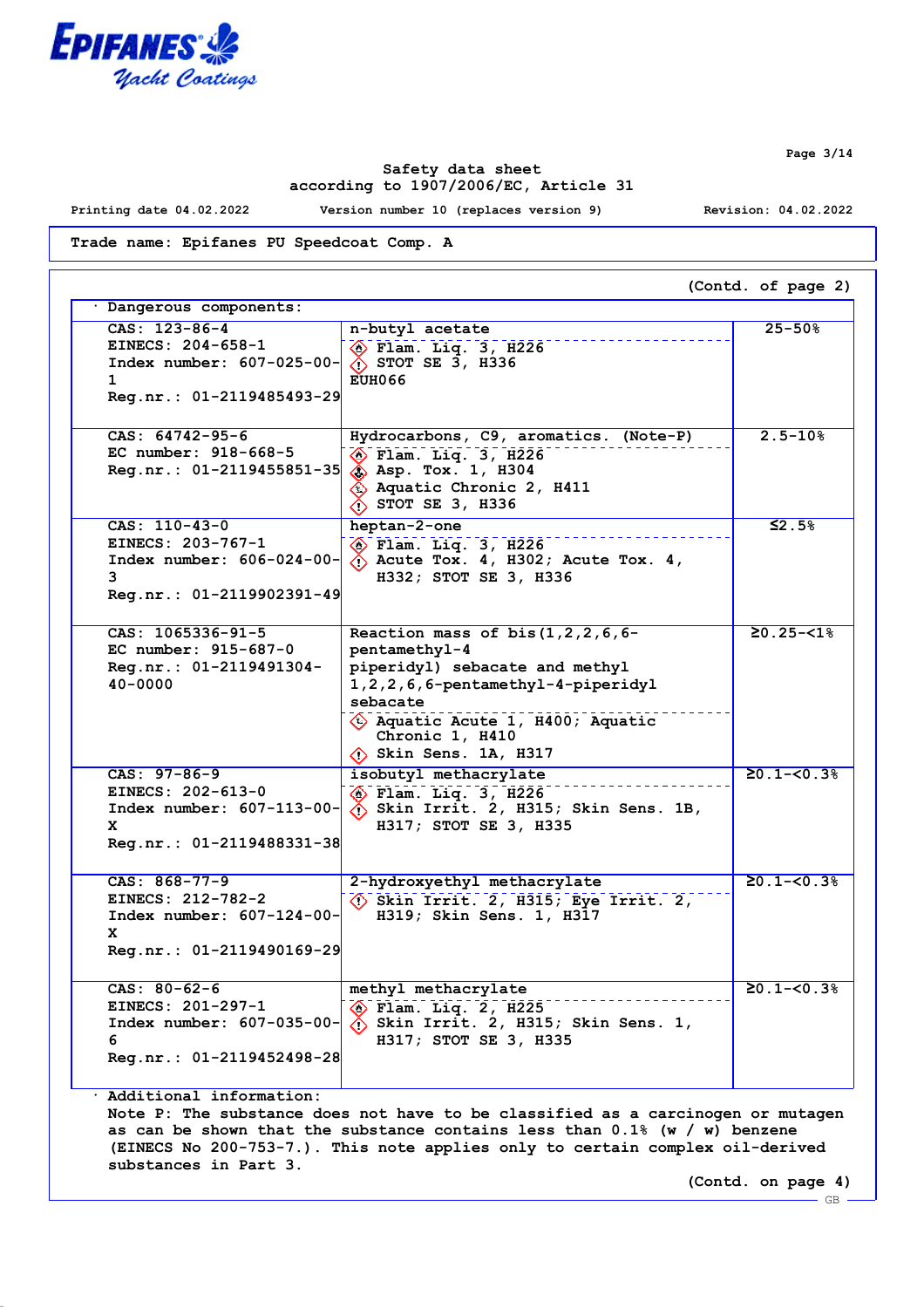Trade name: Epifanes PU Speedcoat Comp. A

(Contd. of page 2)

· Dangerous components:

| | | |
|---|---|---|
| CAS: 123-86-4<br>EINECS: 204-658-1<br>Index number: 607-025-00-1<br>Reg.nr.: 01-2119485493-29 | n-butyl acetate<br>Flam. Liq. 3, H226<br>STOT SE 3, H336<br>EUH066 | 25-50% |
| CAS: 64742-95-6<br>EC number: 918-668-5<br>Reg.nr.: 01-2119455851-35 | Hydrocarbons, C9, aromatics. (Note-P)<br>Flam. Liq. 3, H226<br>Asp. Tox. 1, H304<br>Aquatic Chronic 2, H411<br>STOT SE 3, H336 | 2.5-10% |
| CAS: 110-43-0<br>EINECS: 203-767-1<br>Index number: 606-024-00-3<br>Reg.nr.: 01-2119902391-49 | heptan-2-one<br>Flam. Liq. 3, H226<br>Acute Tox. 4, H302; Acute Tox. 4, H332; STOT SE 3, H336 | ≤2.5% |
| CAS: 1065336-91-5<br>EC number: 915-687-0<br>Reg.nr.: 01-2119491304-40-0000 | Reaction mass of bis(1,2,2,6,6-pentamethyl-4-piperidyl) sebacate and methyl 1,2,2,6,6-pentamethyl-4-piperidyl sebacate<br>Aquatic Acute 1, H400; Aquatic Chronic 1, H410<br>Skin Sens. 1A, H317 | ≥0.25-<1% |
| CAS: 97-86-9<br>EINECS: 202-613-0<br>Index number: 607-113-00-X<br>Reg.nr.: 01-2119488331-38 | isobutyl methacrylate<br>Flam. Liq. 3, H226<br>Skin Irrit. 2, H315; Skin Sens. 1B, H317; STOT SE 3, H335 | ≥0.1-<0.3% |
| CAS: 868-77-9<br>EINECS: 212-782-2<br>Index number: 607-124-00-X<br>Reg.nr.: 01-2119490169-29 | 2-hydroxyethyl methacrylate<br>Skin Irrit. 2, H315; Eye Irrit. 2, H319; Skin Sens. 1, H317 | ≥0.1-<0.3% |
| CAS: 80-62-6<br>EINECS: 201-297-1<br>Index number: 607-035-00-6<br>Reg.nr.: 01-2119452498-28 | methyl methacrylate<br>Flam. Liq. 2, H225<br>Skin Irrit. 2, H315; Skin Sens. 1, H317; STOT SE 3, H335 | ≥0.1-<0.3% |

· Additional information:
Note P: The substance does not have to be classified as a carcinogen or mutagen as can be shown that the substance contains less than 0.1% (w / w) benzene (EINECS No 200-753-7.). This note applies only to certain complex oil-derived substances in Part 3.

(Contd. on page 4)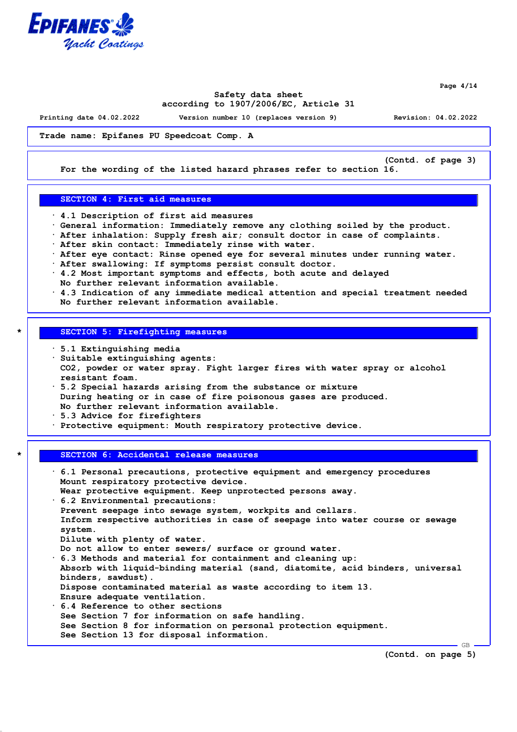**Trade name: Epifanes PU Speedcoat Comp. A**

(Contd. of page 3)

For the wording of the listed hazard phrases refer to section 16.

## SECTION 4: First aid measures

- 4.1 Description of first aid measures
- General information: Immediately remove any clothing soiled by the product.
- After inhalation: Supply fresh air; consult doctor in case of complaints.
- After skin contact: Immediately rinse with water.
- After eye contact: Rinse opened eye for several minutes under running water.
- After swallowing: If symptoms persist consult doctor.
- 4.2 Most important symptoms and effects, both acute and delayed
  No further relevant information available.
- 4.3 Indication of any immediate medical attention and special treatment needed
  No further relevant information available.

## * SECTION 5: Firefighting measures

- 5.1 Extinguishing media
- Suitable extinguishing agents:
  $CO_2$, powder or water spray. Fight larger fires with water spray or alcohol resistant foam.
- 5.2 Special hazards arising from the substance or mixture
  During heating or in case of fire poisonous gases are produced.
  No further relevant information available.
- 5.3 Advice for firefighters
- Protective equipment: Mouth respiratory protective device.

## * SECTION 6: Accidental release measures

- 6.1 Personal precautions, protective equipment and emergency procedures
  Mount respiratory protective device.
  Wear protective equipment. Keep unprotected persons away.
- 6.2 Environmental precautions:
  Prevent seepage into sewage system, workpits and cellars.
  Inform respective authorities in case of seepage into water course or sewage system.
  Dilute with plenty of water.
  Do not allow to enter sewers/ surface or ground water.
- 6.3 Methods and material for containment and cleaning up:
  Absorb with liquid-binding material (sand, diatomite, acid binders, universal binders, sawdust).
  Dispose contaminated material as waste according to item 13.
  Ensure adequate ventilation.
- 6.4 Reference to other sections
  See Section 7 for information on safe handling.
  See Section 8 for information on personal protection equipment.
  See Section 13 for disposal information.

(Contd. on page 5)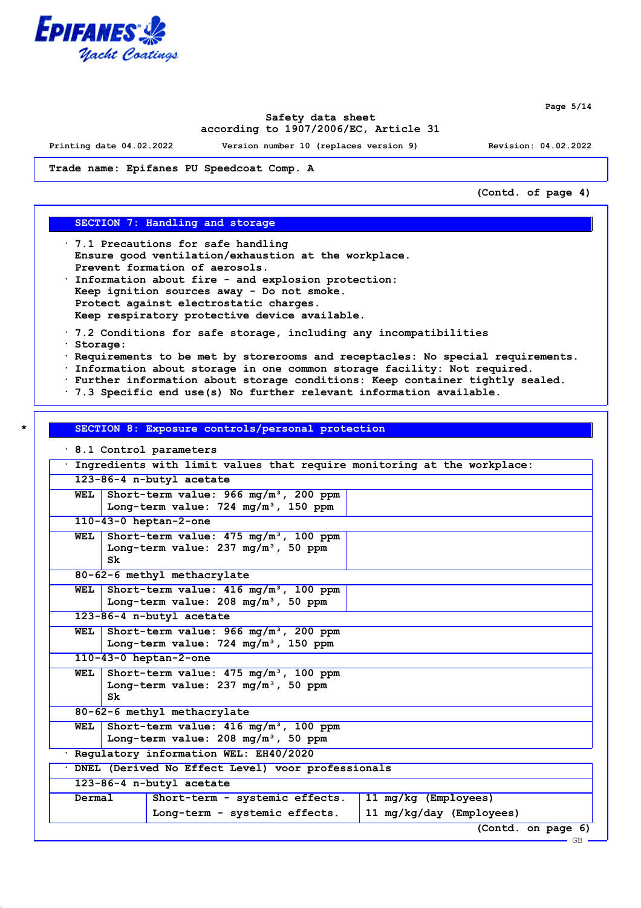Trade name: Epifanes PU Speedcoat Comp. A

(Contd. of page 4)

## SECTION 7: Handling and storage

- 7.1 Precautions for safe handling
  Ensure good ventilation/exhaustion at the workplace.
  Prevent formation of aerosols.
- Information about fire - and explosion protection:
  Keep ignition sources away - Do not smoke.
  Protect against electrostatic charges.
  Keep respiratory protective device available.

- 7.2 Conditions for safe storage, including any incompatibilities
- Storage:
- Requirements to be met by storerooms and receptacles: No special requirements.
- Information about storage in one common storage facility: Not required.
- Further information about storage conditions: Keep container tightly sealed.
- 7.3 Specific end use(s) No further relevant information available.

## * SECTION 8: Exposure controls/personal protection

- 8.1 Control parameters

| · Ingredients with limit values that require monitoring at the workplace: | | |
|---|---|---|
| 123-86-4 n-butyl acetate | | |
| WEL | Short-term value: 966 mg/m³, 200 ppm<br>Long-term value: 724 mg/m³, 150 ppm | |
| 110-43-0 heptan-2-one | | |
| WEL | Short-term value: 475 mg/m³, 100 ppm<br>Long-term value: 237 mg/m³, 50 ppm<br>Sk | |
| 80-62-6 methyl methacrylate | | |
| WEL | Short-term value: 416 mg/m³, 100 ppm<br>Long-term value: 208 mg/m³, 50 ppm | |
| 123-86-4 n-butyl acetate | | |
| WEL | Short-term value: 966 mg/m³, 200 ppm<br>Long-term value: 724 mg/m³, 150 ppm | |
| 110-43-0 heptan-2-one | | |
| WEL | Short-term value: 475 mg/m³, 100 ppm<br>Long-term value: 237 mg/m³, 50 ppm<br>Sk | |
| 80-62-6 methyl methacrylate | | |
| WEL | Short-term value: 416 mg/m³, 100 ppm<br>Long-term value: 208 mg/m³, 50 ppm | |

- Regulatory information WEL: EH40/2020

| · DNEL (Derived No Effect Level) voor professionals | | |
|---|---|---|
| 123-86-4 n-butyl acetate | | |
| Dermal | Short-term - systemic effects.<br>Long-term - systemic effects. | 11 mg/kg (Employees)<br>11 mg/kg/day (Employees) |

(Contd. on page 6)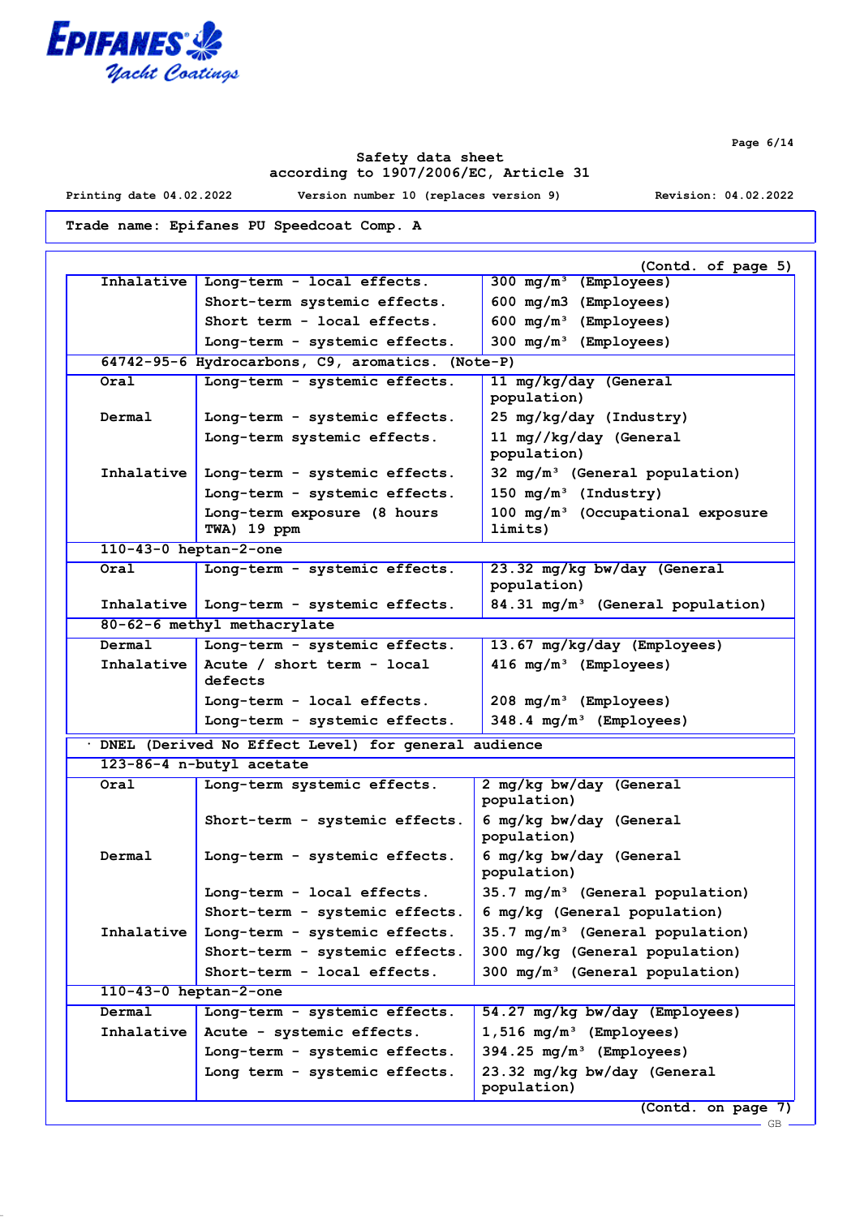Safety data sheet
according to 1907/2006/EC, Article 31

Printing date 04.02.2022 Version number 10 (replaces version 9) Revision: 04.02.2022

Trade name: Epifanes PU Speedcoat Comp. A

(Contd. of page 5)

| | | |
|---|---|---|
| Inhalative | Long-term - local effects. | 300 mg/m³ (Employees) |
| | Short-term systemic effects. | 600 mg/m3 (Employees) |
| | Short term - local effects. | 600 mg/m³ (Employees) |
| | Long-term - systemic effects. | 300 mg/m³ (Employees) |
| **64742-95-6 Hydrocarbons, C9, aromatics. (Note-P)** | | |
| Oral | Long-term - systemic effects. | 11 mg/kg/day (General population) |
| Dermal | Long-term - systemic effects. | 25 mg/kg/day (Industry) |
| | Long-term systemic effects. | 11 mg//kg/day (General population) |
| Inhalative | Long-term - systemic effects. | 32 mg/m³ (General population) |
| | Long-term - systemic effects. | 150 mg/m³ (Industry) |
| | Long-term exposure (8 hours TWA) 19 ppm | 100 mg/m³ (Occupational exposure limits) |
| **110-43-0 heptan-2-one** | | |
| Oral | Long-term - systemic effects. | 23.32 mg/kg bw/day (General population) |
| Inhalative | Long-term - systemic effects. | 84.31 mg/m³ (General population) |
| **80-62-6 methyl methacrylate** | | |
| Dermal | Long-term - systemic effects. | 13.67 mg/kg/day (Employees) |
| Inhalative | Acute / short term - local defects | 416 mg/m³ (Employees) |
| | Long-term - local effects. | 208 mg/m³ (Employees) |
| | Long-term - systemic effects. | 348.4 mg/m³ (Employees) |

· DNEL (Derived No Effect Level) for general audience

| | | |
|---|---|---|
| **123-86-4 n-butyl acetate** | | |
| Oral | Long-term systemic effects. | 2 mg/kg bw/day (General population) |
| | Short-term - systemic effects. | 6 mg/kg bw/day (General population) |
| Dermal | Long-term - systemic effects. | 6 mg/kg bw/day (General population) |
| | Long-term - local effects. | 35.7 mg/m³ (General population) |
| | Short-term - systemic effects. | 6 mg/kg (General population) |
| Inhalative | Long-term - systemic effects. | 35.7 mg/m³ (General population) |
| | Short-term - systemic effects. | 300 mg/kg (General population) |
| | Short-term - local effects. | 300 mg/m³ (General population) |
| **110-43-0 heptan-2-one** | | |
| Dermal | Long-term - systemic effects. | 54.27 mg/kg bw/day (Employees) |
| Inhalative | Acute - systemic effects. | 1,516 mg/m³ (Employees) |
| | Long-term - systemic effects. | 394.25 mg/m³ (Employees) |
| | Long term - systemic effects. | 23.32 mg/kg bw/day (General population) |

(Contd. on page 7)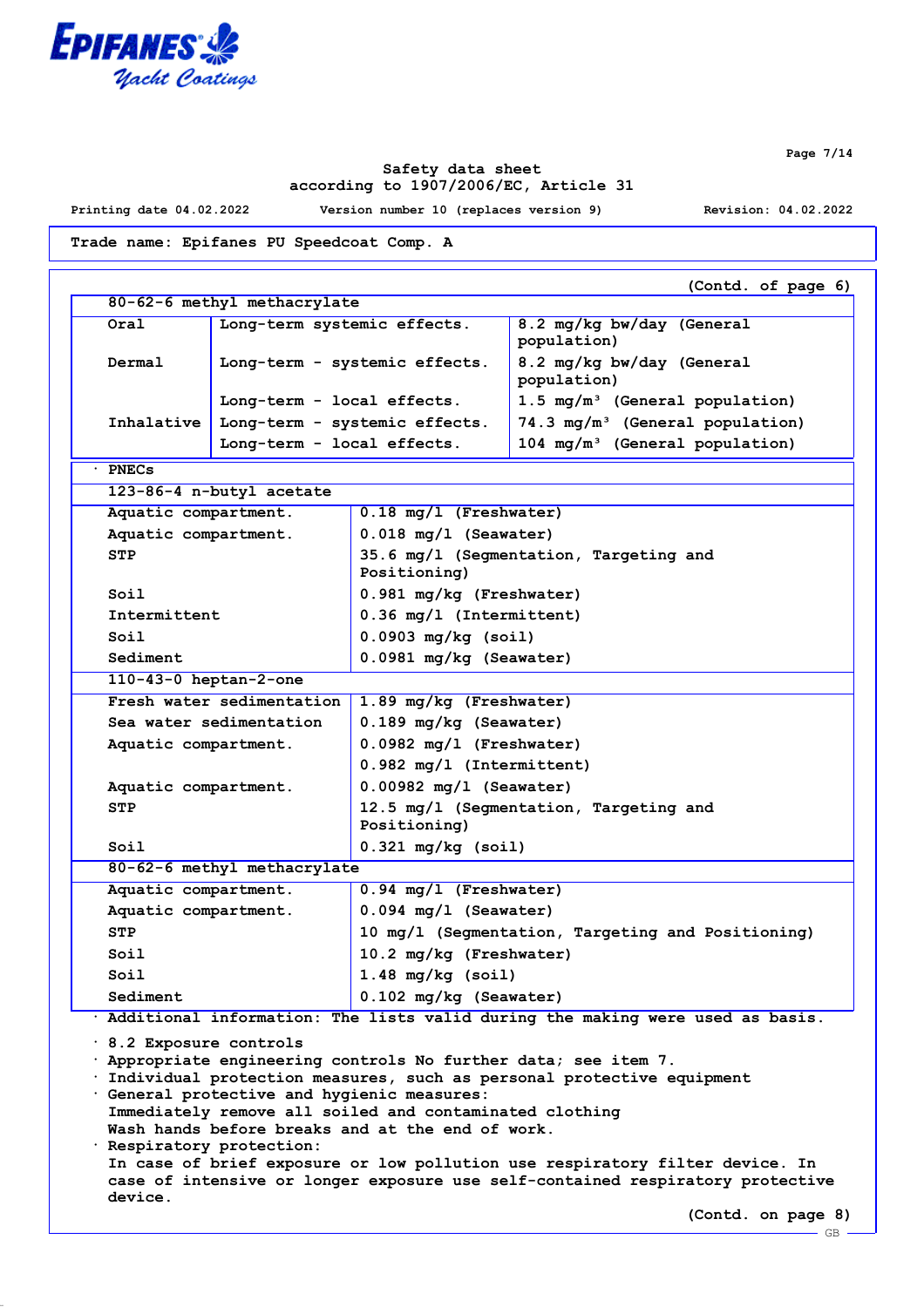Trade name: Epifanes PU Speedcoat Comp. A

(Contd. of page 6)

| 80-62-6 methyl methacrylate | | |
|---|---|---|
| Oral | Long-term systemic effects. | 8.2 mg/kg bw/day (General population) |
| Dermal | Long-term - systemic effects. | 8.2 mg/kg bw/day (General population) |
| | Long-term - local effects. | 1.5 mg/m³ (General population) |
| Inhalative | Long-term - systemic effects. | 74.3 mg/m³ (General population) |
| | Long-term - local effects. | 104 mg/m³ (General population) |

· PNECs

| 123-86-4 n-butyl acetate | |
|---|---|
| Aquatic compartment. | 0.18 mg/l (Freshwater) |
| Aquatic compartment. | 0.018 mg/l (Seawater) |
| STP | 35.6 mg/l (Segmentation, Targeting and Positioning) |
| Soil | 0.981 mg/kg (Freshwater) |
| Intermittent | 0.36 mg/l (Intermittent) |
| Soil | 0.0903 mg/kg (soil) |
| Sediment | 0.0981 mg/kg (Seawater) |
| **110-43-0 heptan-2-one** | |
| Fresh water sedimentation | 1.89 mg/kg (Freshwater) |
| Sea water sedimentation | 0.189 mg/kg (Seawater) |
| Aquatic compartment. | 0.0982 mg/l (Freshwater) |
| | 0.982 mg/l (Intermittent) |
| Aquatic compartment. | 0.00982 mg/l (Seawater) |
| STP | 12.5 mg/l (Segmentation, Targeting and Positioning) |
| Soil | 0.321 mg/kg (soil) |
| **80-62-6 methyl methacrylate** | |
| Aquatic compartment. | 0.94 mg/l (Freshwater) |
| Aquatic compartment. | 0.094 mg/l (Seawater) |
| STP | 10 mg/l (Segmentation, Targeting and Positioning) |
| Soil | 10.2 mg/kg (Freshwater) |
| Soil | 1.48 mg/kg (soil) |
| Sediment | 0.102 mg/kg (Seawater) |

· Additional information: The lists valid during the making were used as basis.

· 8.2 Exposure controls
· Appropriate engineering controls No further data; see item 7.
· Individual protection measures, such as personal protective equipment
· General protective and hygienic measures:
Immediately remove all soiled and contaminated clothing
Wash hands before breaks and at the end of work.
· Respiratory protection:
In case of brief exposure or low pollution use respiratory filter device. In case of intensive or longer exposure use self-contained respiratory protective device.

(Contd. on page 8)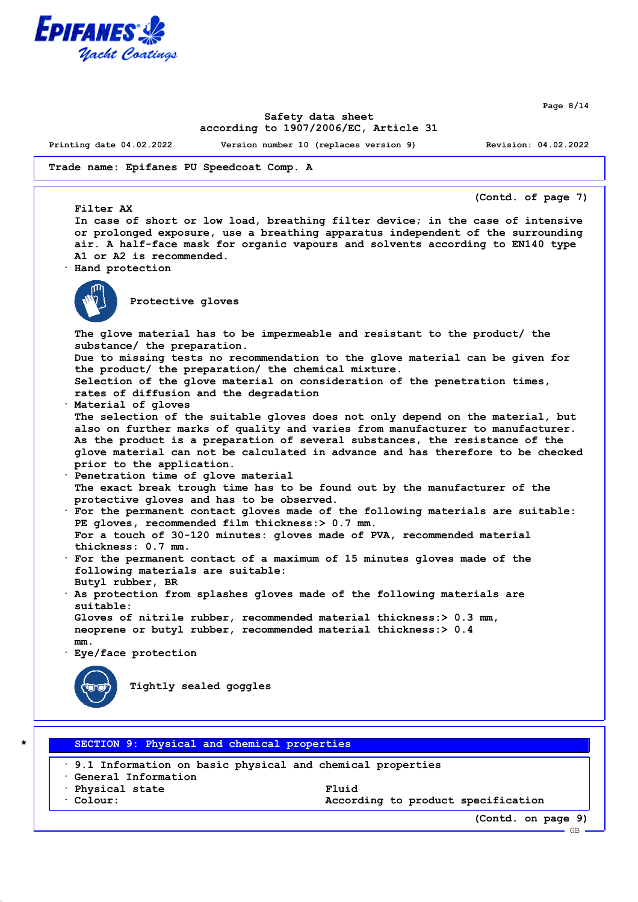**Trade name: Epifanes PU Speedcoat Comp. A**

(Contd. of page 7)

Filter AX

In case of short or low load, breathing filter device; in the case of intensive or prolonged exposure, use a breathing apparatus independent of the surrounding air. A half-face mask for organic vapours and solvents according to EN140 type A1 or A2 is recommended.

· Hand protection

Protective gloves

The glove material has to be impermeable and resistant to the product/ the substance/ the preparation.

Due to missing tests no recommendation to the glove material can be given for the product/ the preparation/ the chemical mixture.

Selection of the glove material on consideration of the penetration times, rates of diffusion and the degradation

· Material of gloves

The selection of the suitable gloves does not only depend on the material, but also on further marks of quality and varies from manufacturer to manufacturer. As the product is a preparation of several substances, the resistance of the glove material can not be calculated in advance and has therefore to be checked prior to the application.

· Penetration time of glove material

The exact break trough time has to be found out by the manufacturer of the protective gloves and has to be observed.

· For the permanent contact gloves made of the following materials are suitable:

PE gloves, recommended film thickness:> 0.7 mm.

For a touch of 30-120 minutes: gloves made of PVA, recommended material thickness: 0.7 mm.

· For the permanent contact of a maximum of 15 minutes gloves made of the following materials are suitable:

Butyl rubber, BR

· As protection from splashes gloves made of the following materials are suitable:

Gloves of nitrile rubber, recommended material thickness:> 0.3 mm, neoprene or butyl rubber, recommended material thickness:> 0.4 mm.

· Eye/face protection

Tightly sealed goggles

## * SECTION 9: Physical and chemical properties

· 9.1 Information on basic physical and chemical properties

· General Information

| | |
|---|---|
| · Physical state | Fluid |
| · Colour: | According to product specification |

(Contd. on page 9)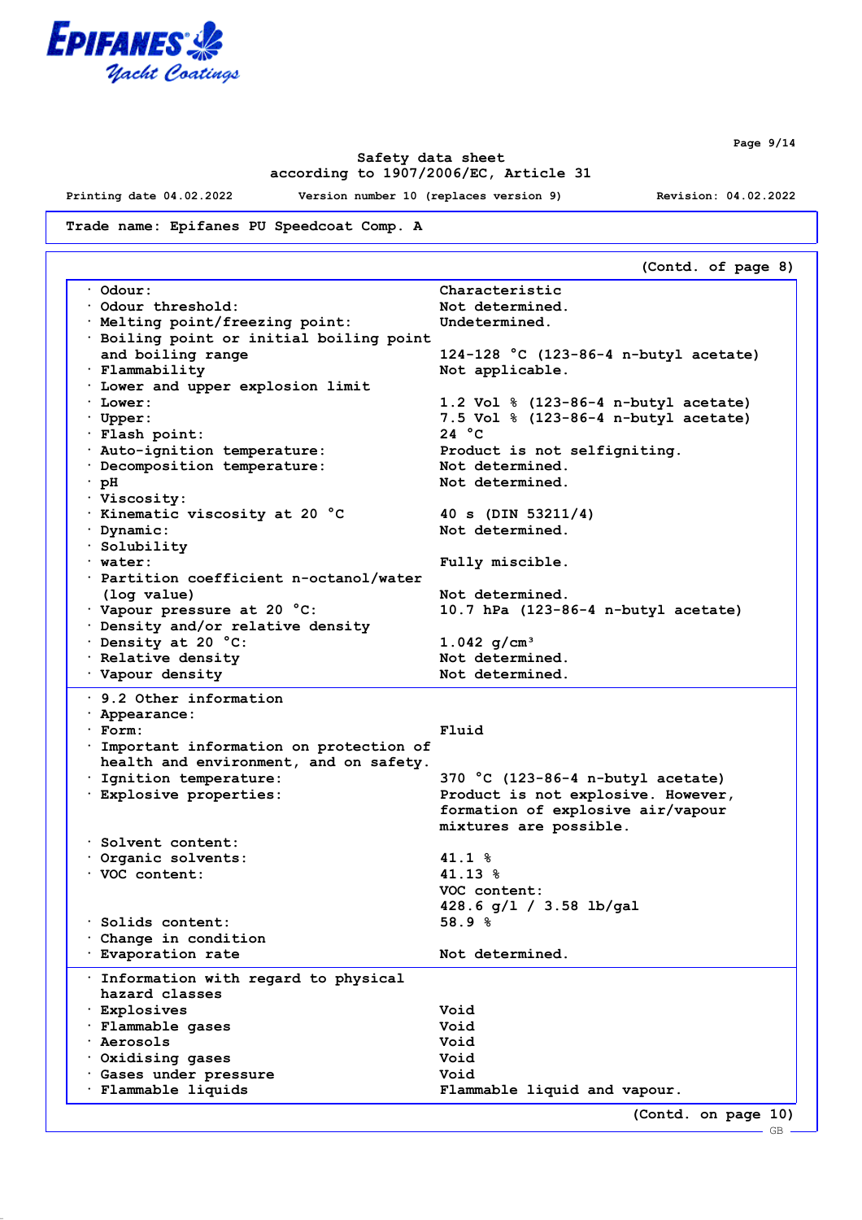Trade name: **Epifanes PU Speedcoat Comp. A**

(Contd. of page 8)

| | |
|---|---|
| · Odour: | Characteristic |
| · Odour threshold: | Not determined. |
| · Melting point/freezing point: | Undetermined. |
| · Boiling point or initial boiling point and boiling range | 124-128 °C (123-86-4 n-butyl acetate) |
| · Flammability | Not applicable. |
| · Lower and upper explosion limit | |
| · Lower: | 1.2 Vol % (123-86-4 n-butyl acetate) |
| · Upper: | 7.5 Vol % (123-86-4 n-butyl acetate) |
| · Flash point: | 24 °C |
| · Auto-ignition temperature: | Product is not selfigniting. |
| · Decomposition temperature: | Not determined. |
| · pH | Not determined. |
| · Viscosity: | |
| · Kinematic viscosity at 20 °C | 40 s (DIN 53211/4) |
| · Dynamic: | Not determined. |
| · Solubility | |
| · water: | Fully miscible. |
| · Partition coefficient n-octanol/water (log value) | Not determined. |
| · Vapour pressure at 20 °C: | 10.7 hPa (123-86-4 n-butyl acetate) |
| · Density and/or relative density | |
| · Density at 20 °C: | 1.042 g/cm³ |
| · Relative density | Not determined. |
| · Vapour density | Not determined. |

| | |
|---|---|
| · 9.2 Other information | |
| · Appearance: | |
| · Form: | Fluid |
| · Important information on protection of health and environment, and on safety. | |
| · Ignition temperature: | 370 °C (123-86-4 n-butyl acetate) |
| · Explosive properties: | Product is not explosive. However, formation of explosive air/vapour mixtures are possible. |
| · Solvent content: | |
| · Organic solvents: | 41.1 % |
| · VOC content: | 41.13 % <br> VOC content: <br> 428.6 g/l / 3.58 lb/gal |
| · Solids content: | 58.9 % |
| · Change in condition | |
| · Evaporation rate | Not determined. |

| | |
|---|---|
| · Information with regard to physical hazard classes | |
| · Explosives | Void |
| · Flammable gases | Void |
| · Aerosols | Void |
| · Oxidising gases | Void |
| · Gases under pressure | Void |
| · Flammable liquids | Flammable liquid and vapour. |

(Contd. on page 10)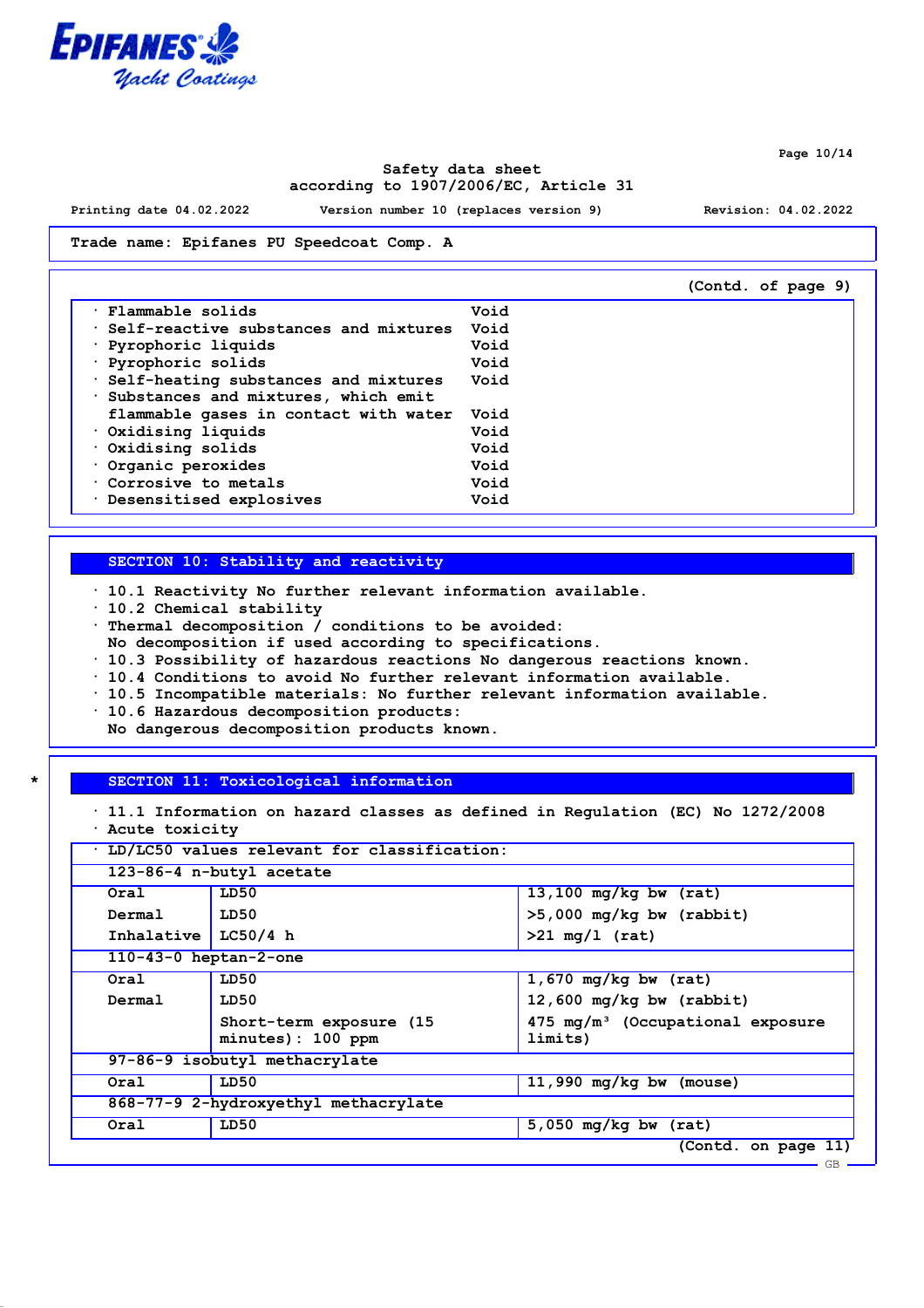Trade name: Epifanes PU Speedcoat Comp. A

(Contd. of page 9)

· Flammable solids Void
· Self-reactive substances and mixtures Void
· Pyrophoric liquids Void
· Pyrophoric solids Void
· Self-heating substances and mixtures Void
· Substances and mixtures, which emit flammable gases in contact with water Void
· Oxidising liquids Void
· Oxidising solids Void
· Organic peroxides Void
· Corrosive to metals Void
· Desensitised explosives Void

## SECTION 10: Stability and reactivity

· 10.1 Reactivity No further relevant information available.
· 10.2 Chemical stability
· Thermal decomposition / conditions to be avoided:
No decomposition if used according to specifications.
· 10.3 Possibility of hazardous reactions No dangerous reactions known.
· 10.4 Conditions to avoid No further relevant information available.
· 10.5 Incompatible materials: No further relevant information available.
· 10.6 Hazardous decomposition products:
No dangerous decomposition products known.

## * SECTION 11: Toxicological information

· 11.1 Information on hazard classes as defined in Regulation (EC) No 1272/2008
· Acute toxicity

· LD/LC50 values relevant for classification:

| | | |
|---|---|---|
| **123-86-4 n-butyl acetate** | | |
| Oral | LD50 | 13,100 mg/kg bw (rat) |
| Dermal | LD50 | >5,000 mg/kg bw (rabbit) |
| Inhalative | LC50/4 h | >21 mg/l (rat) |
| **110-43-0 heptan-2-one** | | |
| Oral | LD50 | 1,670 mg/kg bw (rat) |
| Dermal | LD50 | 12,600 mg/kg bw (rabbit) |
| | Short-term exposure (15 minutes): 100 ppm | 475 mg/m³ (Occupational exposure limits) |
| **97-86-9 isobutyl methacrylate** | | |
| Oral | LD50 | 11,990 mg/kg bw (mouse) |
| **868-77-9 2-hydroxyethyl methacrylate** | | |
| Oral | LD50 | 5,050 mg/kg bw (rat) |

(Contd. on page 11)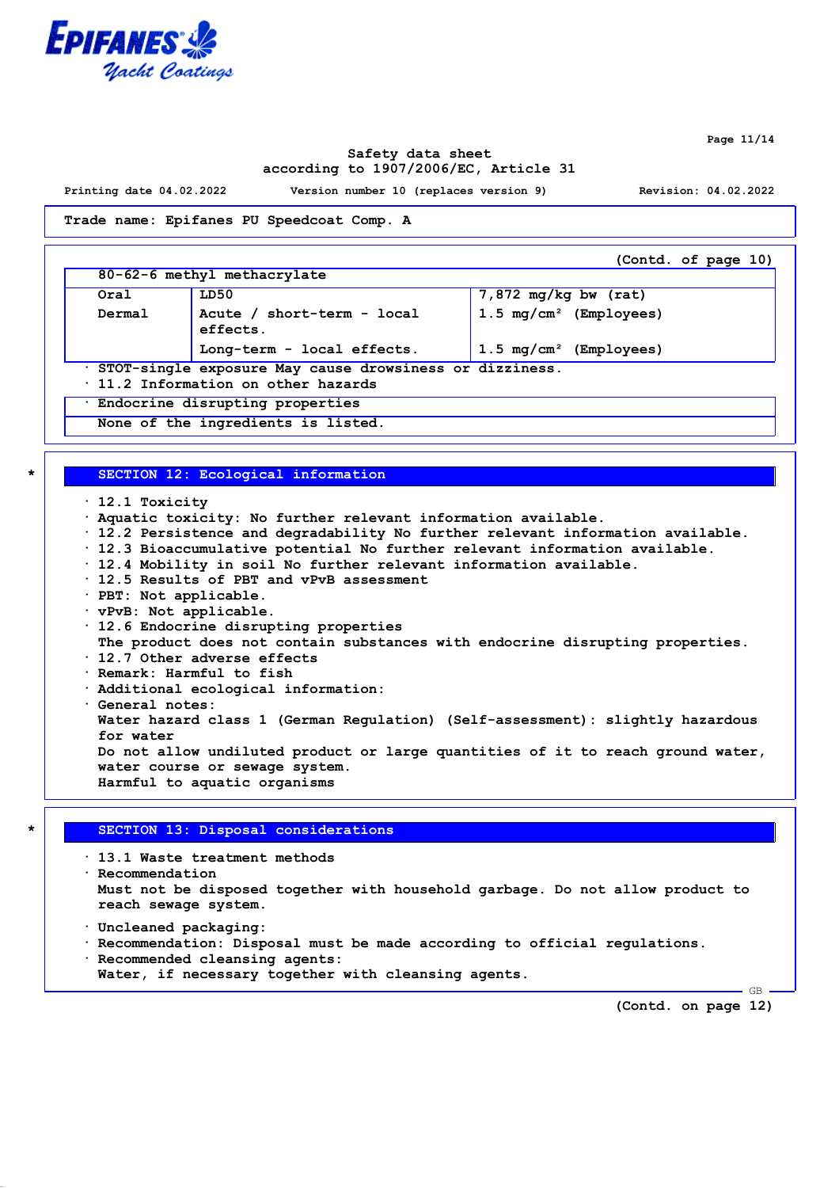Trade name: Epifanes PU Speedcoat Comp. A

(Contd. of page 10)

| 80-62-6 methyl methacrylate | | |
|---|---|---|
| Oral | LD50 | 7,872 mg/kg bw (rat) |
| Dermal | Acute / short-term - local effects. | 1.5 mg/cm² (Employees) |
| | Long-term - local effects. | 1.5 mg/cm² (Employees) |

· STOT-single exposure May cause drowsiness or dizziness.
· 11.2 Information on other hazards

| · Endocrine disrupting properties |
|---|
| None of the ingredients is listed. |

## * SECTION 12: Ecological information

· 12.1 Toxicity
· Aquatic toxicity: No further relevant information available.
· 12.2 Persistence and degradability No further relevant information available.
· 12.3 Bioaccumulative potential No further relevant information available.
· 12.4 Mobility in soil No further relevant information available.
· 12.5 Results of PBT and vPvB assessment
· PBT: Not applicable.
· vPvB: Not applicable.
· 12.6 Endocrine disrupting properties
The product does not contain substances with endocrine disrupting properties.
· 12.7 Other adverse effects
· Remark: Harmful to fish
· Additional ecological information:
· General notes:
Water hazard class 1 (German Regulation) (Self-assessment): slightly hazardous for water
Do not allow undiluted product or large quantities of it to reach ground water, water course or sewage system.
Harmful to aquatic organisms

## * SECTION 13: Disposal considerations

· 13.1 Waste treatment methods
· Recommendation
Must not be disposed together with household garbage. Do not allow product to reach sewage system.

· Uncleaned packaging:
· Recommendation: Disposal must be made according to official regulations.
· Recommended cleansing agents:
Water, if necessary together with cleansing agents.

(Contd. on page 12)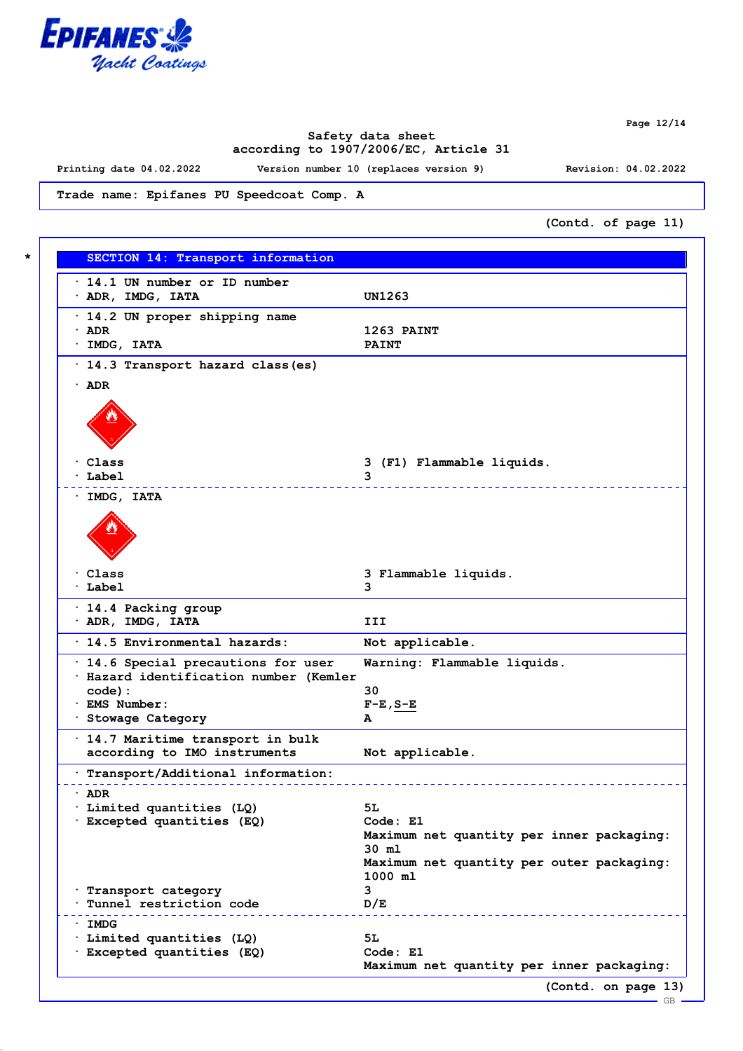Safety data sheet
according to 1907/2006/EC, Article 31

Printing date 04.02.2022 Version number 10 (replaces version 9) Revision: 04.02.2022

Trade name: Epifanes PU Speedcoat Comp. A

(Contd. of page 11)

## SECTION 14: Transport information

| | |
|---|---|
| · 14.1 UN number or ID number | |
| · ADR, IMDG, IATA | UN1263 |
| · 14.2 UN proper shipping name | |
| · ADR | 1263 PAINT |
| · IMDG, IATA | PAINT |
| · 14.3 Transport hazard class(es) | |
| · ADR | |
| · Class | 3 (F1) Flammable liquids. |
| · Label | 3 |
| · IMDG, IATA | |
| · Class | 3 Flammable liquids. |
| · Label | 3 |
| · 14.4 Packing group | |
| · ADR, IMDG, IATA | III |
| · 14.5 Environmental hazards: | Not applicable. |
| · 14.6 Special precautions for user | Warning: Flammable liquids. |
| · Hazard identification number (Kemler code): | 30 |
| · EMS Number: | F-E,S-E |
| · Stowage Category | A |
| · 14.7 Maritime transport in bulk according to IMO instruments | Not applicable. |
| · Transport/Additional information: | |
| · ADR | |
| · Limited quantities (LQ) | 5L |
| · Excepted quantities (EQ) | Code: E1<br>Maximum net quantity per inner packaging: 30 ml<br>Maximum net quantity per outer packaging: 1000 ml |
| · Transport category | 3 |
| · Tunnel restriction code | D/E |
| · IMDG | |
| · Limited quantities (LQ) | 5L |
| · Excepted quantities (EQ) | Code: E1<br>Maximum net quantity per inner packaging: |

(Contd. on page 13)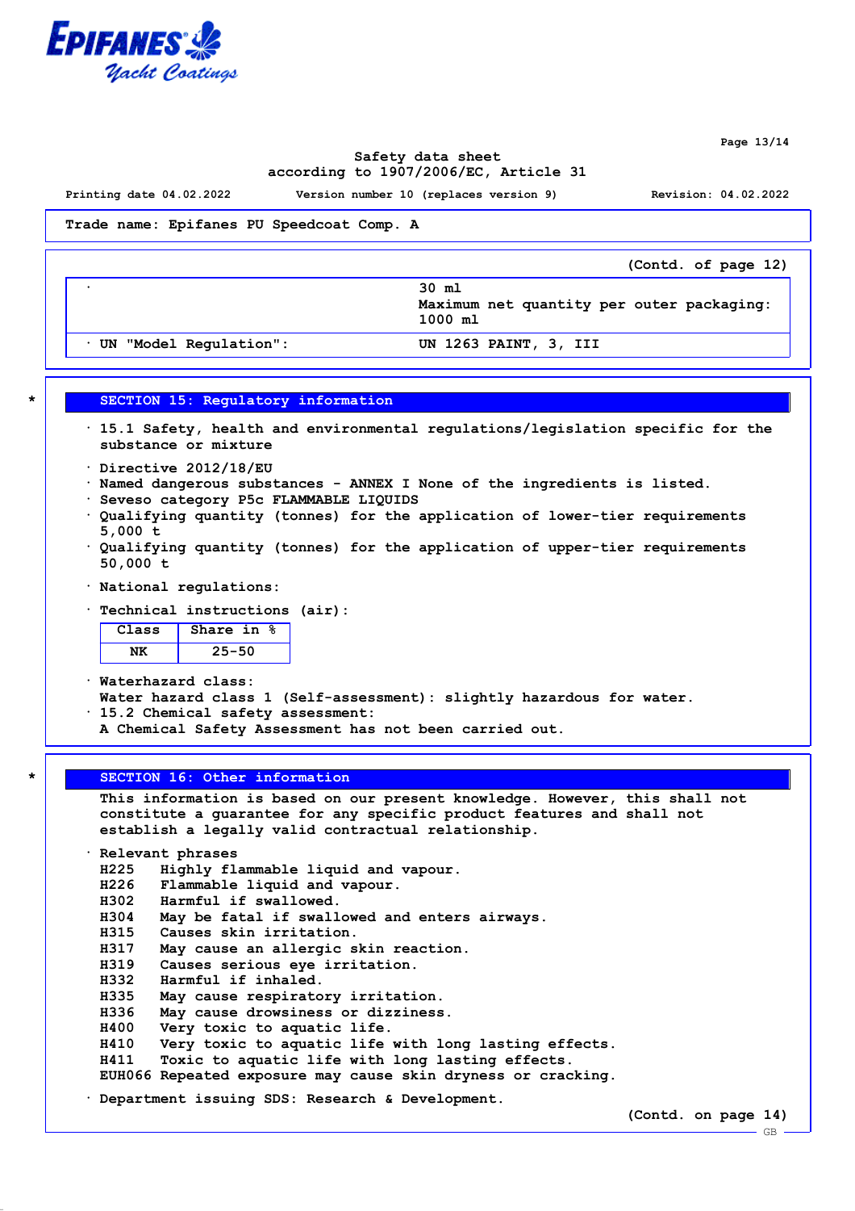Trade name: Epifanes PU Speedcoat Comp. A

(Contd. of page 12)

| · | 30 ml<br>Maximum net quantity per outer packaging: 1000 ml |
|---|---|
| · UN "Model Regulation": | UN 1263 PAINT, 3, III |

## SECTION 15: Regulatory information

· 15.1 Safety, health and environmental regulations/legislation specific for the substance or mixture

· Directive 2012/18/EU
· Named dangerous substances - ANNEX I None of the ingredients is listed.
· Seveso category P5c FLAMMABLE LIQUIDS
· Qualifying quantity (tonnes) for the application of lower-tier requirements 5,000 t
· Qualifying quantity (tonnes) for the application of upper-tier requirements 50,000 t

· National regulations:

· Technical instructions (air):

| Class | Share in % |
|---|---|
| NK | 25-50 |

· Waterhazard class:
Water hazard class 1 (Self-assessment): slightly hazardous for water.
· 15.2 Chemical safety assessment:
A Chemical Safety Assessment has not been carried out.

## SECTION 16: Other information

This information is based on our present knowledge. However, this shall not constitute a guarantee for any specific product features and shall not establish a legally valid contractual relationship.

· Relevant phrases
H225 Highly flammable liquid and vapour.
H226 Flammable liquid and vapour.
H302 Harmful if swallowed.
H304 May be fatal if swallowed and enters airways.
H315 Causes skin irritation.
H317 May cause an allergic skin reaction.
H319 Causes serious eye irritation.
H332 Harmful if inhaled.
H335 May cause respiratory irritation.
H336 May cause drowsiness or dizziness.
H400 Very toxic to aquatic life.
H410 Very toxic to aquatic life with long lasting effects.
H411 Toxic to aquatic life with long lasting effects.
EUH066 Repeated exposure may cause skin dryness or cracking.

· Department issuing SDS: Research & Development.

(Contd. on page 14)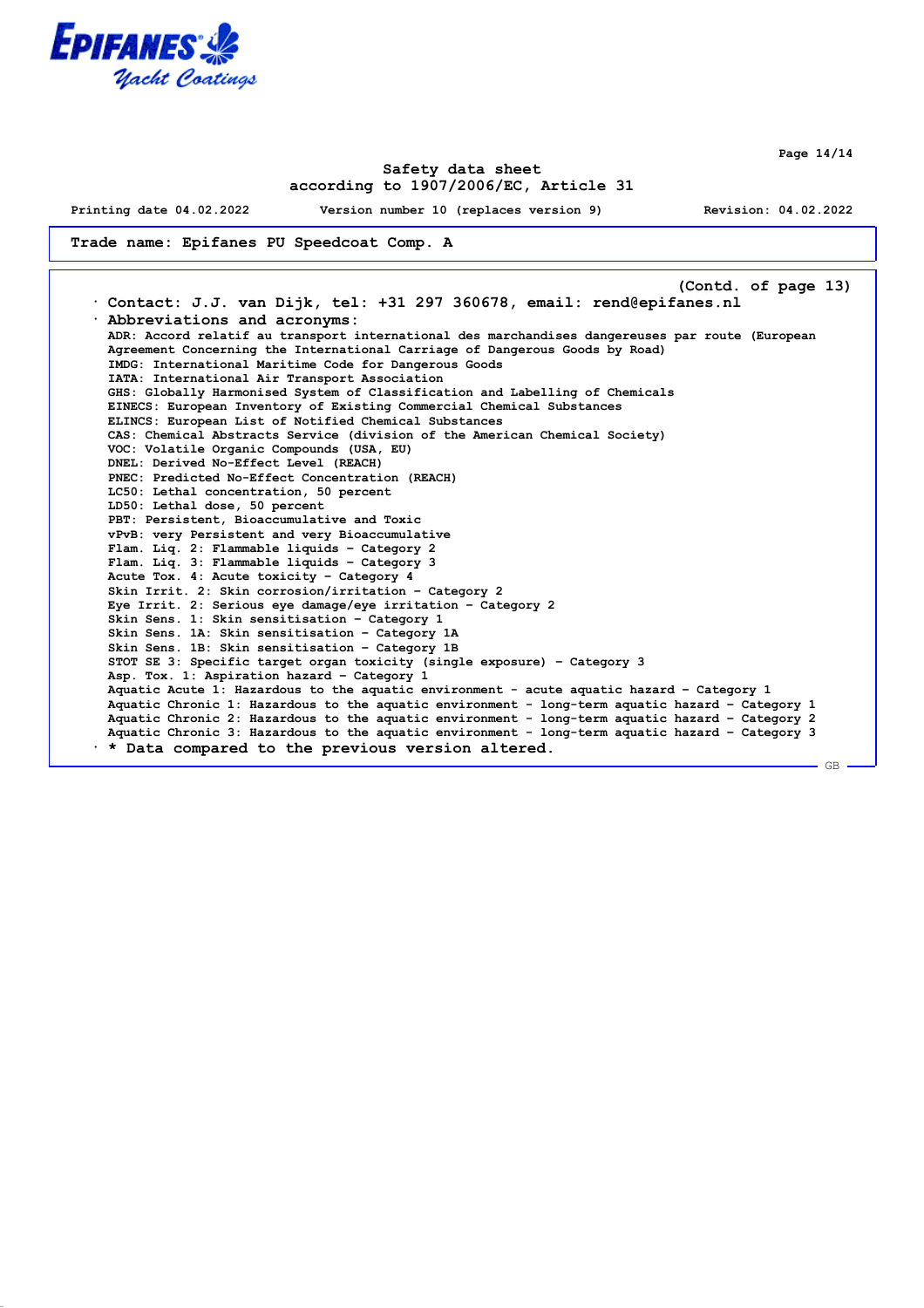Trade name: Epifanes PU Speedcoat Comp. A

(Contd. of page 13)

· **Contact:** J.J. van Dijk, tel: +31 297 360678, email: rend@epifanes.nl

· **Abbreviations and acronyms:**

ADR: Accord relatif au transport international des marchandises dangereuses par route (European Agreement Concerning the International Carriage of Dangerous Goods by Road)
IMDG: International Maritime Code for Dangerous Goods
IATA: International Air Transport Association
GHS: Globally Harmonised System of Classification and Labelling of Chemicals
EINECS: European Inventory of Existing Commercial Chemical Substances
ELINCS: European List of Notified Chemical Substances
CAS: Chemical Abstracts Service (division of the American Chemical Society)
VOC: Volatile Organic Compounds (USA, EU)
DNEL: Derived No-Effect Level (REACH)
PNEC: Predicted No-Effect Concentration (REACH)
LC50: Lethal concentration, 50 percent
LD50: Lethal dose, 50 percent
PBT: Persistent, Bioaccumulative and Toxic
vPvB: very Persistent and very Bioaccumulative
Flam. Liq. 2: Flammable liquids – Category 2
Flam. Liq. 3: Flammable liquids – Category 3
Acute Tox. 4: Acute toxicity – Category 4
Skin Irrit. 2: Skin corrosion/irritation – Category 2
Eye Irrit. 2: Serious eye damage/eye irritation – Category 2
Skin Sens. 1: Skin sensitisation – Category 1
Skin Sens. 1A: Skin sensitisation – Category 1A
Skin Sens. 1B: Skin sensitisation – Category 1B
STOT SE 3: Specific target organ toxicity (single exposure) – Category 3
Asp. Tox. 1: Aspiration hazard – Category 1
Aquatic Acute 1: Hazardous to the aquatic environment - acute aquatic hazard – Category 1
Aquatic Chronic 1: Hazardous to the aquatic environment - long-term aquatic hazard – Category 1
Aquatic Chronic 2: Hazardous to the aquatic environment - long-term aquatic hazard – Category 2
Aquatic Chronic 3: Hazardous to the aquatic environment - long-term aquatic hazard – Category 3

· **\* Data compared to the previous version altered.**